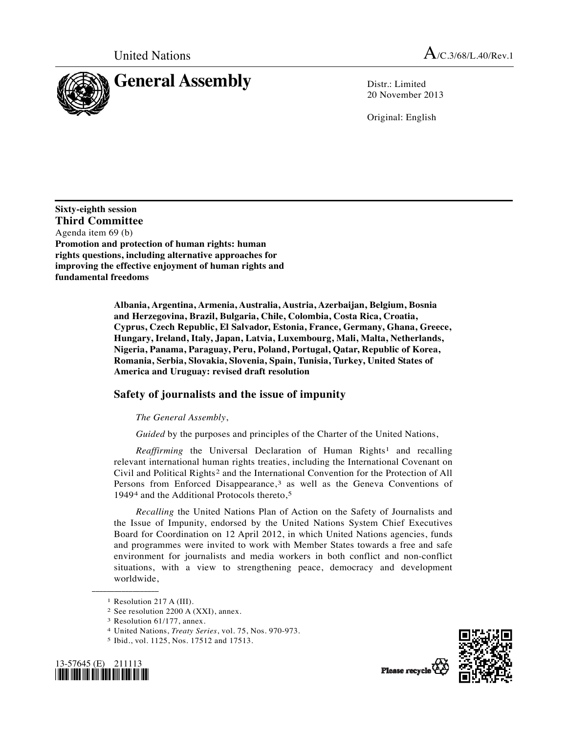United Nations

A/C.3/68/L.40/Rev.1

# General Assembly

Distr.: Limited
20 November 2013

Original: English

**Sixty-eighth session**
**Third Committee**
Agenda item 69 (b)
**Promotion and protection of human rights: human rights questions, including alternative approaches for improving the effective enjoyment of human rights and fundamental freedoms**

**Albania, Argentina, Armenia, Australia, Austria, Azerbaijan, Belgium, Bosnia and Herzegovina, Brazil, Bulgaria, Chile, Colombia, Costa Rica, Croatia, Cyprus, Czech Republic, El Salvador, Estonia, France, Germany, Ghana, Greece, Hungary, Ireland, Italy, Japan, Latvia, Luxembourg, Mali, Malta, Netherlands, Nigeria, Panama, Paraguay, Peru, Poland, Portugal, Qatar, Republic of Korea, Romania, Serbia, Slovakia, Slovenia, Spain, Tunisia, Turkey, United States of America and Uruguay: revised draft resolution**

## Safety of journalists and the issue of impunity

*The General Assembly*,

*Guided* by the purposes and principles of the Charter of the United Nations,

*Reaffirming* the Universal Declaration of Human Rights[1] and recalling relevant international human rights treaties, including the International Covenant on Civil and Political Rights[2] and the International Convention for the Protection of All Persons from Enforced Disappearance,[3] as well as the Geneva Conventions of 1949[4] and the Additional Protocols thereto,[5]

*Recalling* the United Nations Plan of Action on the Safety of Journalists and the Issue of Impunity, endorsed by the United Nations System Chief Executives Board for Coordination on 12 April 2012, in which United Nations agencies, funds and programmes were invited to work with Member States towards a free and safe environment for journalists and media workers in both conflict and non-conflict situations, with a view to strengthening peace, democracy and development worldwide,

---

[1] Resolution 217 A (III).

[2] See resolution 2200 A (XXI), annex.

[3] Resolution 61/177, annex.

[4] United Nations, *Treaty Series*, vol. 75, Nos. 970-973.

[5] Ibid., vol. 1125, Nos. 17512 and 17513.

13-57645 (E) 211113

Please recycle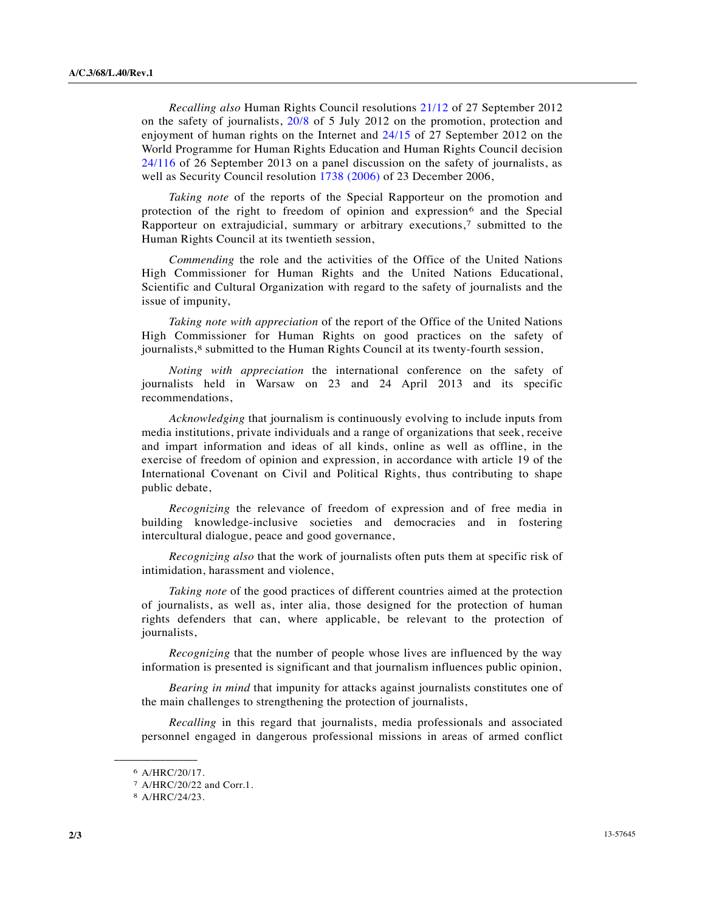*Recalling also* Human Rights Council resolutions 21/12 of 27 September 2012 on the safety of journalists, 20/8 of 5 July 2012 on the promotion, protection and enjoyment of human rights on the Internet and 24/15 of 27 September 2012 on the World Programme for Human Rights Education and Human Rights Council decision 24/116 of 26 September 2013 on a panel discussion on the safety of journalists, as well as Security Council resolution 1738 (2006) of 23 December 2006,

*Taking note* of the reports of the Special Rapporteur on the promotion and protection of the right to freedom of opinion and expression[6] and the Special Rapporteur on extrajudicial, summary or arbitrary executions,[7] submitted to the Human Rights Council at its twentieth session,

*Commending* the role and the activities of the Office of the United Nations High Commissioner for Human Rights and the United Nations Educational, Scientific and Cultural Organization with regard to the safety of journalists and the issue of impunity,

*Taking note with appreciation* of the report of the Office of the United Nations High Commissioner for Human Rights on good practices on the safety of journalists,[8] submitted to the Human Rights Council at its twenty-fourth session,

*Noting with appreciation* the international conference on the safety of journalists held in Warsaw on 23 and 24 April 2013 and its specific recommendations,

*Acknowledging* that journalism is continuously evolving to include inputs from media institutions, private individuals and a range of organizations that seek, receive and impart information and ideas of all kinds, online as well as offline, in the exercise of freedom of opinion and expression, in accordance with article 19 of the International Covenant on Civil and Political Rights, thus contributing to shape public debate,

*Recognizing* the relevance of freedom of expression and of free media in building knowledge-inclusive societies and democracies and in fostering intercultural dialogue, peace and good governance,

*Recognizing also* that the work of journalists often puts them at specific risk of intimidation, harassment and violence,

*Taking note* of the good practices of different countries aimed at the protection of journalists, as well as, inter alia, those designed for the protection of human rights defenders that can, where applicable, be relevant to the protection of journalists,

*Recognizing* that the number of people whose lives are influenced by the way information is presented is significant and that journalism influences public opinion,

*Bearing in mind* that impunity for attacks against journalists constitutes one of the main challenges to strengthening the protection of journalists,

*Recalling* in this regard that journalists, media professionals and associated personnel engaged in dangerous professional missions in areas of armed conflict

---

[6] A/HRC/20/17.

[7] A/HRC/20/22 and Corr.1.

[8] A/HRC/24/23.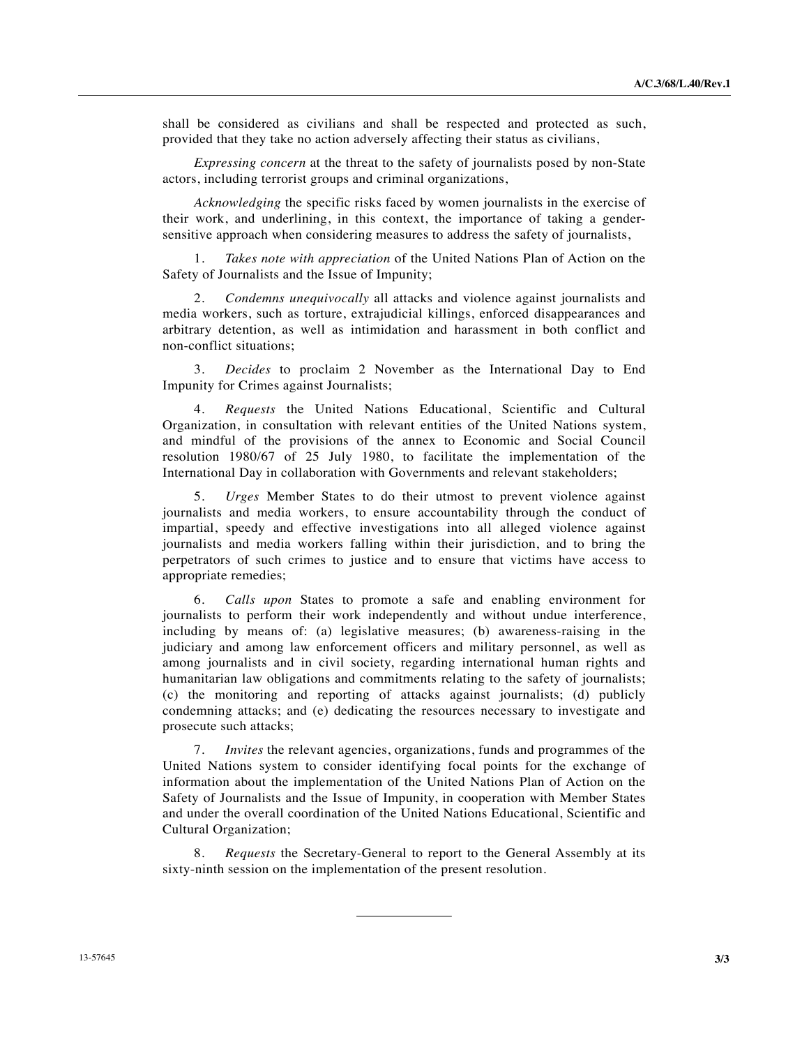shall be considered as civilians and shall be respected and protected as such, provided that they take no action adversely affecting their status as civilians,

*Expressing concern* at the threat to the safety of journalists posed by non-State actors, including terrorist groups and criminal organizations,

*Acknowledging* the specific risks faced by women journalists in the exercise of their work, and underlining, in this context, the importance of taking a gender-sensitive approach when considering measures to address the safety of journalists,

1. *Takes note with appreciation* of the United Nations Plan of Action on the Safety of Journalists and the Issue of Impunity;

2. *Condemns unequivocally* all attacks and violence against journalists and media workers, such as torture, extrajudicial killings, enforced disappearances and arbitrary detention, as well as intimidation and harassment in both conflict and non-conflict situations;

3. *Decides* to proclaim 2 November as the International Day to End Impunity for Crimes against Journalists;

4. *Requests* the United Nations Educational, Scientific and Cultural Organization, in consultation with relevant entities of the United Nations system, and mindful of the provisions of the annex to Economic and Social Council resolution 1980/67 of 25 July 1980, to facilitate the implementation of the International Day in collaboration with Governments and relevant stakeholders;

5. *Urges* Member States to do their utmost to prevent violence against journalists and media workers, to ensure accountability through the conduct of impartial, speedy and effective investigations into all alleged violence against journalists and media workers falling within their jurisdiction, and to bring the perpetrators of such crimes to justice and to ensure that victims have access to appropriate remedies;

6. *Calls upon* States to promote a safe and enabling environment for journalists to perform their work independently and without undue interference, including by means of: (a) legislative measures; (b) awareness-raising in the judiciary and among law enforcement officers and military personnel, as well as among journalists and in civil society, regarding international human rights and humanitarian law obligations and commitments relating to the safety of journalists; (c) the monitoring and reporting of attacks against journalists; (d) publicly condemning attacks; and (e) dedicating the resources necessary to investigate and prosecute such attacks;

7. *Invites* the relevant agencies, organizations, funds and programmes of the United Nations system to consider identifying focal points for the exchange of information about the implementation of the United Nations Plan of Action on the Safety of Journalists and the Issue of Impunity, in cooperation with Member States and under the overall coordination of the United Nations Educational, Scientific and Cultural Organization;

8. *Requests* the Secretary-General to report to the General Assembly at its sixty-ninth session on the implementation of the present resolution.